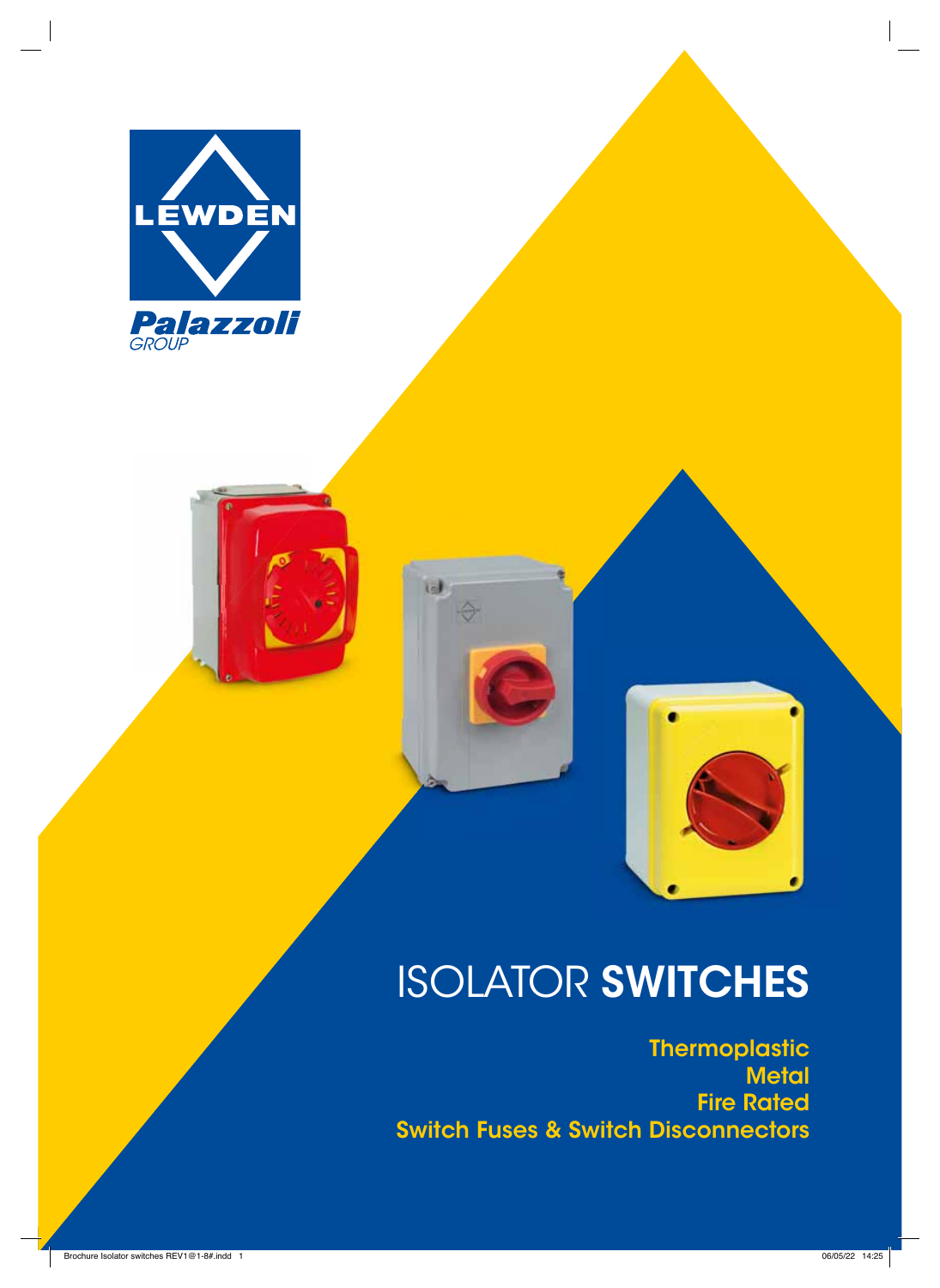LEWDEN

Palazzoli GROUP

# ISOLATOR **SWITCHES**

Thermoplastic
Metal
Fire Rated
Switch Fuses & Switch Disconnectors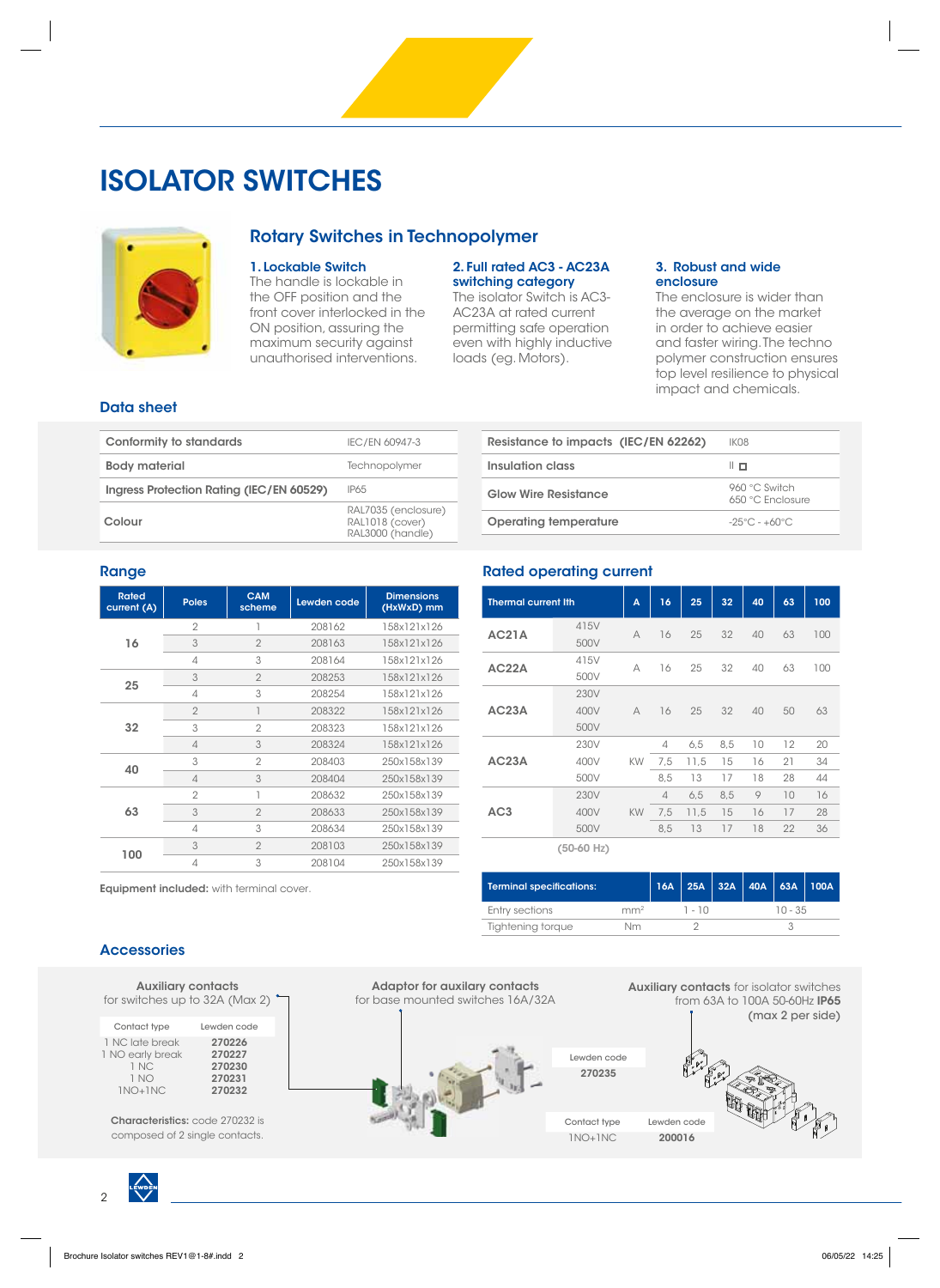# ISOLATOR SWITCHES

## Rotary Switches in Technopolymer

### 1. Lockable Switch

The handle is lockable in the OFF position and the front cover interlocked in the ON position, assuring the maximum security against unauthorised interventions.

### 2. Full rated AC3 - AC23A switching category

The isolator Switch is AC3-AC23A at rated current permitting safe operation even with highly inductive loads (eg. Motors).

### 3. Robust and wide enclosure

The enclosure is wider than the average on the market in order to achieve easier and faster wiring. The techno polymer construction ensures top level resilience to physical impact and chemicals.

## Data sheet

| | |
|---|---|
| Conformity to standards | IEC/EN 60947-3 |
| Body material | Technopolymer |
| Ingress Protection Rating (IEC/EN 60529) | IP65 |
| Colour | RAL7035 (enclosure)<br>RAL1018 (cover)<br>RAL3000 (handle) |

| | |
|---|---|
| Resistance to impacts (IEC/EN 62262) | IK08 |
| Insulation class | II ◻ |
| Glow Wire Resistance | 960 °C Switch<br>650 °C Enclosure |
| Operating temperature | -25°C - +60°C |

## Range

| Rated current (A) | Poles | CAM scheme | Lewden code | Dimensions (HxWxD) mm |
|---|---|---|---|---|
| 16 | 2 | 1 | 208162 | 158x121x126 |
| | 3 | 2 | 208163 | 158x121x126 |
| | 4 | 3 | 208164 | 158x121x126 |
| 25 | 3 | 2 | 208253 | 158x121x126 |
| | 4 | 3 | 208254 | 158x121x126 |
| 32 | 2 | 1 | 208322 | 158x121x126 |
| | 3 | 2 | 208323 | 158x121x126 |
| | 4 | 3 | 208324 | 158x121x126 |
| 40 | 3 | 2 | 208403 | 250x158x139 |
| | 4 | 3 | 208404 | 250x158x139 |
| 63 | 2 | 1 | 208632 | 250x158x139 |
| | 3 | 2 | 208633 | 250x158x139 |
| | 4 | 3 | 208634 | 250x158x139 |
| 100 | 3 | 2 | 208103 | 250x158x139 |
| | 4 | 3 | 208104 | 250x158x139 |

**Equipment included:** with terminal cover.

## Rated operating current

| Thermal current Ith | | A | 16 | 25 | 32 | 40 | 63 | 100 |
|---|---|---|---|---|---|---|---|---|
| AC21A | 415V<br>500V | A | 16 | 25 | 32 | 40 | 63 | 100 |
| AC22A | 415V<br>500V | A | 16 | 25 | 32 | 40 | 63 | 100 |
| AC23A | 230V<br>400V<br>500V | A | 16 | 25 | 32 | 40 | 50 | 63 |
| AC23A | 230V | KW | 4 | 6,5 | 8,5 | 10 | 12 | 20 |
| | 400V | | 7,5 | 11,5 | 15 | 16 | 21 | 34 |
| | 500V | | 8,5 | 13 | 17 | 18 | 28 | 44 |
| AC3 | 230V | KW | 4 | 6,5 | 8,5 | 9 | 10 | 16 |
| | 400V | | 7,5 | 11,5 | 15 | 16 | 17 | 28 |
| | 500V | | 8,5 | 13 | 17 | 18 | 22 | 36 |

(50-60 Hz)

| Terminal specifications: | | 16A | 25A | 32A | 40A | 63A | 100A |
|---|---|---|---|---|---|---|---|
| Entry sections | $mm^2$ | 1 - 10 | | | 10 - 35 | | |
| Tightening torque | Nm | 2 | | | 3 | | |

## Accessories

**Auxiliary contacts**
for switches up to 32A (Max 2)

| Contact type | Lewden code |
|---|---|
| 1 NC late break | **270226** |
| 1 NO early break | **270227** |
| 1 NC | **270230** |
| 1 NO | **270231** |
| 1NO+1NC | **270232** |

**Characteristics:** code 270232 is composed of 2 single contacts.

**Adaptor for auxilary contacts**
for base mounted switches 16A/32A

| Lewden code |
|---|
| **270235** |

**Auxiliary contacts** for isolator switches from 63A to 100A 50-60Hz **IP65** (max 2 per side)

| Contact type | Lewden code |
|---|---|
| 1NO+1NC | **200016** |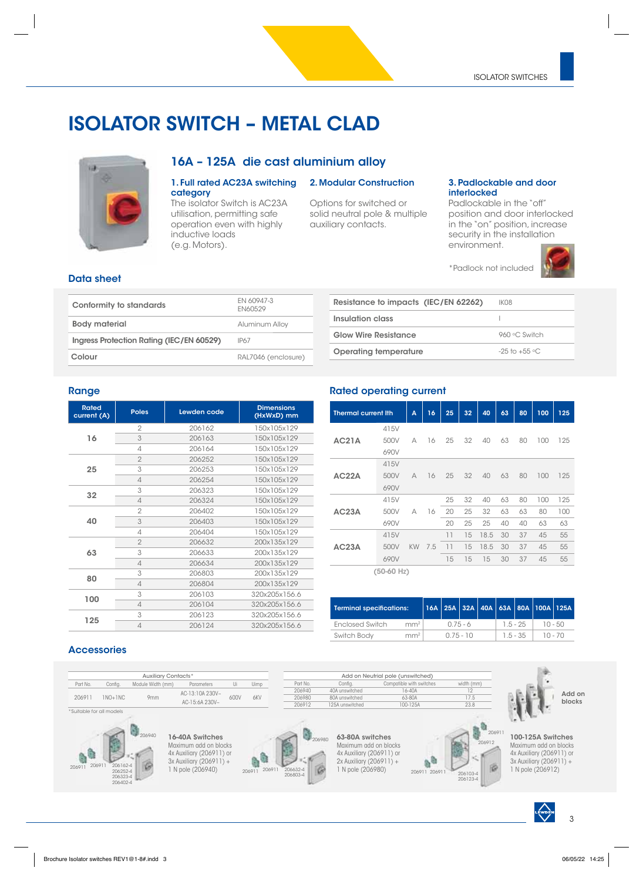# ISOLATOR SWITCH – METAL CLAD

## 16A – 125A die cast aluminium alloy

### 1. Full rated AC23A switching category

The isolator Switch is AC23A utilisation, permitting safe operation even with highly inductive loads (e.g. Motors).

### 2. Modular Construction

Options for switched or solid neutral pole & multiple auxiliary contacts.

### 3. Padlockable and door interlocked

Padlockable in the "off" position and door interlocked in the "on" position, increase security in the installation environment.

*Padlock not included

## Data sheet

| | |
|---|---|
| Conformity to standards | EN 60947-3 EN60529 |
| Body material | Aluminum Alloy |
| Ingress Protection Rating (IEC/EN 60529) | IP67 |
| Colour | RAL7046 (enclosure) |

| | |
|---|---|
| Resistance to impacts (IEC/EN 62262) | IK08 |
| Insulation class | I |
| Glow Wire Resistance | 960 °C Switch |
| Operating temperature | -25 to +55 °C |

## Range

| Rated current (A) | Poles | Lewden code | Dimensions (HxWxD) mm |
|---|---|---|---|
| 16 | 2 | 206162 | 150x105x129 |
| | 3 | 206163 | 150x105x129 |
| | 4 | 206164 | 150x105x129 |
| 25 | 2 | 206252 | 150x105x129 |
| | 3 | 206253 | 150x105x129 |
| | 4 | 206254 | 150x105x129 |
| 32 | 3 | 206323 | 150x105x129 |
| | 4 | 206324 | 150x105x129 |
| 40 | 2 | 206402 | 150x105x129 |
| | 3 | 206403 | 150x105x129 |
| | 4 | 206404 | 150x105x129 |
| 63 | 2 | 206632 | 200x135x129 |
| | 3 | 206633 | 200x135x129 |
| | 4 | 206634 | 200x135x129 |
| 80 | 3 | 206803 | 200x135x129 |
| | 4 | 206804 | 200x135x129 |
| 100 | 3 | 206103 | 320x205x156.6 |
| | 4 | 206104 | 320x205x156.6 |
| 125 | 3 | 206123 | 320x205x156.6 |
| | 4 | 206124 | 320x205x156.6 |

## Rated operating current

| Thermal current Ith | | A | 16 | 25 | 32 | 40 | 63 | 80 | 100 | 125 |
|---|---|---|---|---|---|---|---|---|---|---|
| AC21A | 415V | | | | | | | | | |
| | 500V | A | 16 | 25 | 32 | 40 | 63 | 80 | 100 | 125 |
| | 690V | | | | | | | | | |
| AC22A | 415V | | | | | | | | | |
| | 500V | A | 16 | 25 | 32 | 40 | 63 | 80 | 100 | 125 |
| | 690V | | | | | | | | | |
| AC23A | 415V | | | 25 | 32 | 40 | 63 | 80 | 100 | 125 |
| | 500V | A | 16 | 20 | 25 | 32 | 63 | 63 | 80 | 100 |
| | 690V | | | 20 | 25 | 25 | 40 | 40 | 63 | 63 |
| AC23A | 415V | | | 11 | 15 | 18.5 | 30 | 37 | 45 | 55 |
| | 500V | KW | 7.5 | 11 | 15 | 18.5 | 30 | 37 | 45 | 55 |
| | 690V | | | 15 | 15 | 15 | 30 | 37 | 45 | 55 |

(50-60 Hz)

| Terminal specifications: | | 16A | 25A | 32A | 40A | 63A | 80A | 100A | 125A |
|---|---|---|---|---|---|---|---|---|---|
| Enclosed Switch | mm² | 0.75 - 6 | | | | 1.5 - 25 | | 10 - 50 | |
| Switch Body | mm² | 0.75 - 10 | | | | 1.5 - 35 | | 10 - 70 | |

## Accessories

| Auxiliary Contacts* | | | | | |
|---|---|---|---|---|---|
| Part No. | Config. | Module Width (mm) | Parameters | Ui | Uimp |
| 206911 | 1NO+1NC | 9mm | AC-13:10A 230V~ AC-15:6A 230V~ | 600V | 6KV |

*Suitable for all models

| Add on Neutral pole (unswitched) | | | |
|---|---|---|---|
| Part No. | Config. | Compatible with switches | width (mm) |
| 206940 | 40A unswitched | 16-40A | 12 |
| 206980 | 80A unswitched | 63-80A | 17.5 |
| 206912 | 125A unswitched | 100-125A | 23.8 |

Add on blocks

**16-40A Switches**
Maximum add on blocks 4x Auxiliary (206911) or 3x Auxiliary (206911) + 1 N pole (206940)

206911 206911 206940 206162-4 206252-4 206323-4 206402-4

**63-80A switches**
Maximum add on blocks 4x Auxiliary (206911) or 2x Auxiliary (206911) + 1 N pole (206980)

206911 206911 206980 206632-4 206803-4

**100-125A Switches**
Maximum add on blocks 4x Auxiliary (206911) or 3x Auxiliary (206911) + 1 N pole (206912)

206911 206911 206911 206912 206103-4 206123-4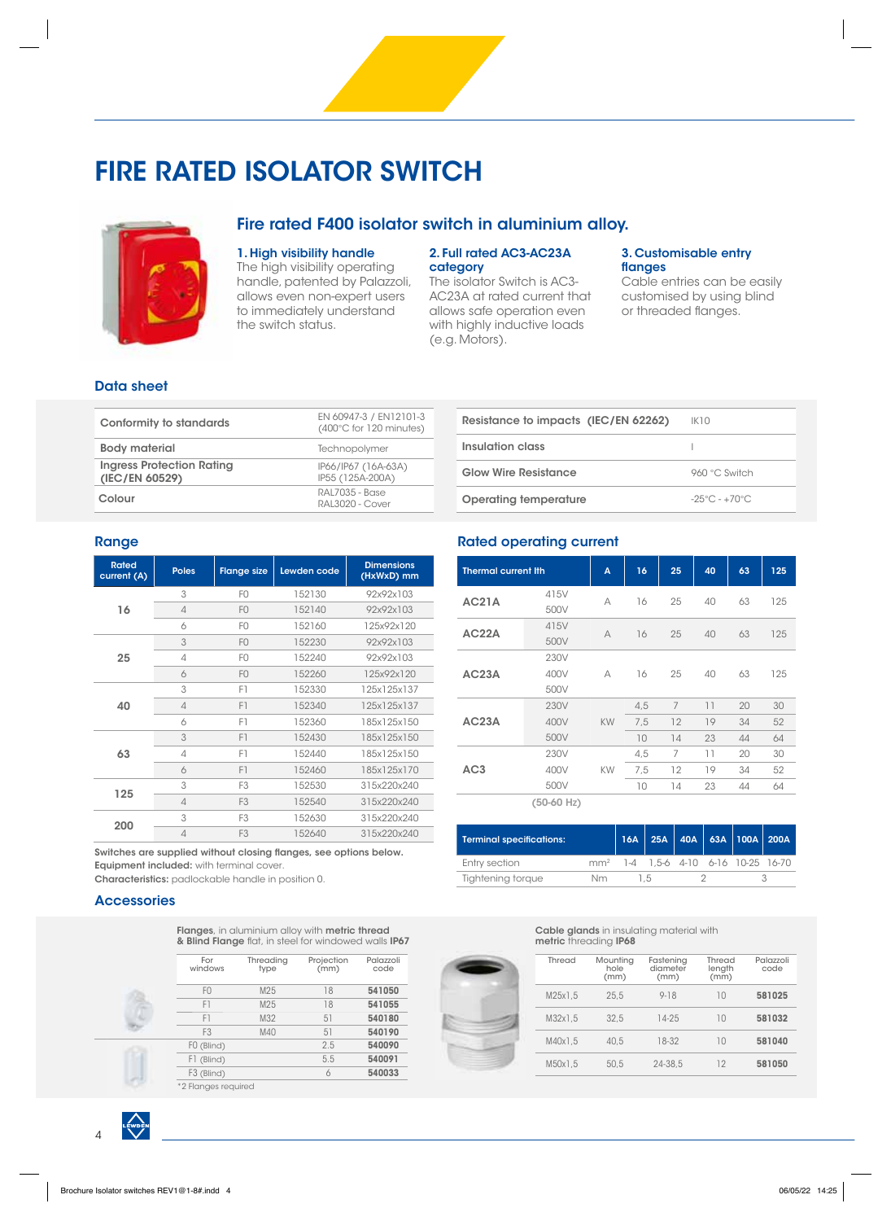# FIRE RATED ISOLATOR SWITCH

## Fire rated F400 isolator switch in aluminium alloy.

### 1. High visibility handle
The high visibility operating handle, patented by Palazzoli, allows even non-expert users to immediately understand the switch status.

### 2. Full rated AC3-AC23A category
The isolator Switch is AC3-AC23A at rated current that allows safe operation even with highly inductive loads (e.g. Motors).

### 3. Customisable entry flanges
Cable entries can be easily customised by using blind or threaded flanges.

## Data sheet

| | |
|---|---|
| **Conformity to standards** | EN 60947-3 / EN12101-3 (400°C for 120 minutes) |
| **Body material** | Technopolymer |
| **Ingress Protection Rating (IEC/EN 60529)** | IP66/IP67 (16A-63A) IP55 (125A-200A) |
| **Colour** | RAL7035 - Base RAL3020 - Cover |

| | |
|---|---|
| **Resistance to impacts (IEC/EN 62262)** | IK10 |
| **Insulation class** | I |
| **Glow Wire Resistance** | 960 °C Switch |
| **Operating temperature** | -25°C - +70°C |

## Range

| Rated current (A) | Poles | Flange size | Lewden code | Dimensions (HxWxD) mm |
|---|---|---|---|---|
| **16** | 3 | F0 | 152130 | 92x92x103 |
| | 4 | F0 | 152140 | 92x92x103 |
| | 6 | F0 | 152160 | 125x92x120 |
| **25** | 3 | F0 | 152230 | 92x92x103 |
| | 4 | F0 | 152240 | 92x92x103 |
| | 6 | F0 | 152260 | 125x92x120 |
| **40** | 3 | F1 | 152330 | 125x125x137 |
| | 4 | F1 | 152340 | 125x125x137 |
| | 6 | F1 | 152360 | 185x125x150 |
| **63** | 3 | F1 | 152430 | 185x125x150 |
| | 4 | F1 | 152440 | 185x125x150 |
| | 6 | F1 | 152460 | 185x125x170 |
| **125** | 3 | F3 | 152530 | 315x220x240 |
| | 4 | F3 | 152540 | 315x220x240 |
| **200** | 3 | F3 | 152630 | 315x220x240 |
| | 4 | F3 | 152640 | 315x220x240 |

**Switches are supplied without closing flanges, see options below.**
**Equipment included:** with terminal cover.
**Characteristics:** padlockable handle in position 0.

## Rated operating current

| Thermal current Ith | | A | 16 | 25 | 40 | 63 | 125 |
|---|---|---|---|---|---|---|---|
| **AC21A** | 415V<br>500V | A | 16 | 25 | 40 | 63 | 125 |
| **AC22A** | 415V<br>500V | A | 16 | 25 | 40 | 63 | 125 |
| **AC23A** | 230V<br>400V<br>500V | A | 16 | 25 | 40 | 63 | 125 |
| **AC23A** | 230V | KW | 4,5 | 7 | 11 | 20 | 30 |
| | 400V | | 7,5 | 12 | 19 | 34 | 52 |
| | 500V | | 10 | 14 | 23 | 44 | 64 |
| **AC3** | 230V | KW | 4,5 | 7 | 11 | 20 | 30 |
| | 400V | | 7,5 | 12 | 19 | 34 | 52 |
| | 500V | | 10 | 14 | 23 | 44 | 64 |

(50-60 Hz)

| Terminal specifications: | | 16A | 25A | 40A | 63A | 100A | 200A |
|---|---|---|---|---|---|---|---|
| Entry section | mm² | 1-4 | 1,5-6 | 4-10 | 6-16 | 10-25 | 16-70 |
| Tightening torque | Nm | 1,5 | | 2 | | 3 | |

## Accessories

**Flanges**, in aluminium alloy with **metric thread** & **Blind Flange** flat, in steel for windowed walls **IP67**

| For windows | Threading type | Projection (mm) | Palazzoli code |
|---|---|---|---|
| F0 | M25 | 18 | **541050** |
| F1 | M25 | 18 | **541055** |
| F1 | M32 | 51 | **540180** |
| F3 | M40 | 51 | **540190** |
| F0 (Blind) | | 2.5 | **540090** |
| F1 (Blind) | | 5.5 | **540091** |
| F3 (Blind) | | 6 | **540033** |

*2 Flanges required

**Cable glands** in insulating material with **metric** threading **IP68**

| Thread | Mounting hole (mm) | Fastening diameter (mm) | Thread length (mm) | Palazzoli code |
|---|---|---|---|---|
| M25x1,5 | 25,5 | 9-18 | 10 | **581025** |
| M32x1,5 | 32,5 | 14-25 | 10 | **581032** |
| M40x1,5 | 40,5 | 18-32 | 10 | **581040** |
| M50x1,5 | 50,5 | 24-38,5 | 12 | **581050** |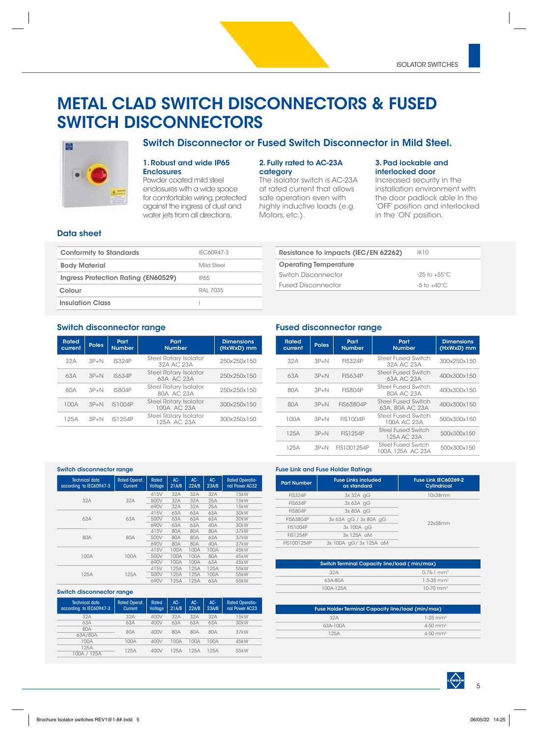# METAL CLAD SWITCH DISCONNECTORS & FUSED SWITCH DISCONNECTORS

## Switch Disconnector or Fused Switch Disconnector in Mild Steel.

### 1. Robust and wide IP65 Enclosures

Powder coated mild steel enclosures with a wide space for comfortable wiring, protected against the ingress of dust and water jets from all directions.

### 2. Fully rated to AC-23A category

The isolator switch is AC-23A at rated current that allows safe operation even with highly inductive loads (e.g. Motors, etc.).

### 3. Pad lockable and interlocked door

Increased security in the installation environment with the door padlock able in the 'OFF' position and interlocked in the 'ON' position.

## Data sheet

| | |
|---|---|
| Conformity to Standards | IEC60947-3 |
| Body Material | Mild Steel |
| Ingress Protection Rating (EN60529) | IP65 |
| Colour | RAL 7035 |
| Insulation Class | I |

| | |
|---|---|
| Resistance to impacts (IEC/EN 62262) | IK10 |
| **Operating Temperature** | |
| Switch Disconnector | -25 to +55°C |
| Fused Disconnector | -5 to +40°C |

## Switch disconnector range

| Rated current | Poles | Part Number | Part Number | Dimensions (HxWxD) mm |
|---|---|---|---|---|
| 32A | 3P+N | IS324P | Steel Rotary Isolator 32A AC 23A | 250x250x150 |
| 63A | 3P+N | IS634P | Steel Rotary Isolator 63A AC 23A | 250x250x150 |
| 80A | 3P+N | IS804P | Steel Rotary Isolator 80A AC 23A | 250x250x150 |
| 100A | 3P+N | IS1004P | Steel Rotary Isolator 100A AC 23A | 300x250x150 |
| 125A | 3P+N | IS1254P | Steel Rotary Isolator 125A AC 23A | 300x250x150 |

## Fused disconnector range

| Rated current | Poles | Part Number | Part Number | Dimensions (HxWxD) mm |
|---|---|---|---|---|
| 32A | 3P+N | FIS324P | Steel Fused Switch 32A AC 23A | 300x250x150 |
| 63A | 3P+N | FIS634P | Steel Fused Switch 63A AC 23A | 400x300x150 |
| 80A | 3P+N | FIS804P | Steel Fused Switch 80A AC 23A | 400x300x150 |
| 80A | 3P+N | FIS63804P | Steel Fused Switch 63A, 80A AC 23A | 400x300x150 |
| 100A | 3P+N | FIS1004P | Steel Fused Switch 100A AC 23A | 500x300x150 |
| 125A | 3P+N | FIS1254P | Steel Fused Switch 125A AC 23A | 500x300x150 |
| 125A | 3P+N | FIS1001254P | Steel Fused Switch 100A, 125A AC 23A | 500x300x150 |

### Switch disconnector range

| Technical data according to IEC60947-3 | Rated Operat. Current | Rated Voltage | AC-21A/B | AC-22A/B | AC-23A/B | Rated Operational Power AC32 |
|---|---|---|---|---|---|---|
| 32A | 32A | 415V | 32A | 32A | 32A | 15kW |
| | | 500V | 32A | 32A | 25A | 15kW |
| | | 690V | 32A | 32A | 25A | 15kW |
| 63A | 63A | 415V | 63A | 63A | 63A | 30kW |
| | | 500V | 63A | 63A | 63A | 30kW |
| | | 690V | 63A | 63A | 40A | 30kW |
| 80A | 80A | 415V | 80A | 80A | 80A | 37kW |
| | | 500V | 80A | 80A | 63A | 37kW |
| | | 690V | 80A | 80A | 40A | 37kW |
| 100A | 100A | 415V | 100A | 100A | 100A | 45kW |
| | | 500V | 100A | 100A | 80A | 45kW |
| | | 690V | 100A | 100A | 63A | 45kW |
| 125A | 125A | 415V | 125A | 125A | 125A | 55kW |
| | | 500V | 125A | 125A | 100A | 55kW |
| | | 690V | 125A | 125A | 63A | 55kW |

### Switch disconnector range

| Technical data according to IEC60947-3 | Rated Operat. Current | Rated Voltage | AC-21A/B | AC-22A/B | AC-23A/B | Rated Operational Power AC23 |
|---|---|---|---|---|---|---|
| 32A | 32A | 400V | 32A | 32A | 32A | 15kW |
| 63A | 63A | 400V | 63A | 63A | 63A | 30kW |
| 80A / 63A/80A | 80A | 400V | 80A | 80A | 80A | 37kW |
| 100A | 100A | 400V | 100A | 100A | 100A | 45kW |
| 125A / 100A / 125A | 125A | 400V | 125A | 125A | 125A | 55kW |

### Fuse Link and Fuse Holder Ratings

| Part Number | Fuse Links included as standard | Fuse Link IEC60269-2 Cylindrical |
|---|---|---|
| FIS324P | 3x 32A gG | 10x38mm |
| FIS634P | 3x 63A gG | 22x58mm |
| FIS804P | 3x 80A gG | |
| FIS63804P | 3x 63A gG / 3x 80A gG | |
| FIS1004P | 3x 100A gG | |
| FIS1254P | 3x 125A aM | |
| FIS1001254P | 3x 100A gG/ 3x 125A aM | |

| Switch Terminal Capacity line/load ( min/max) | |
|---|---|
| 32A | 0.75-1 mm² |
| 63A-80A | 1.5-35 mm² |
| 100A-125A | 10-70 mm² |

| Fuse Holder Terminal Capacity line/load (min/max) | |
|---|---|
| 32A | 1-25 mm² |
| 63A-100A | 4-50 mm² |
| 125A | 4-50 mm² |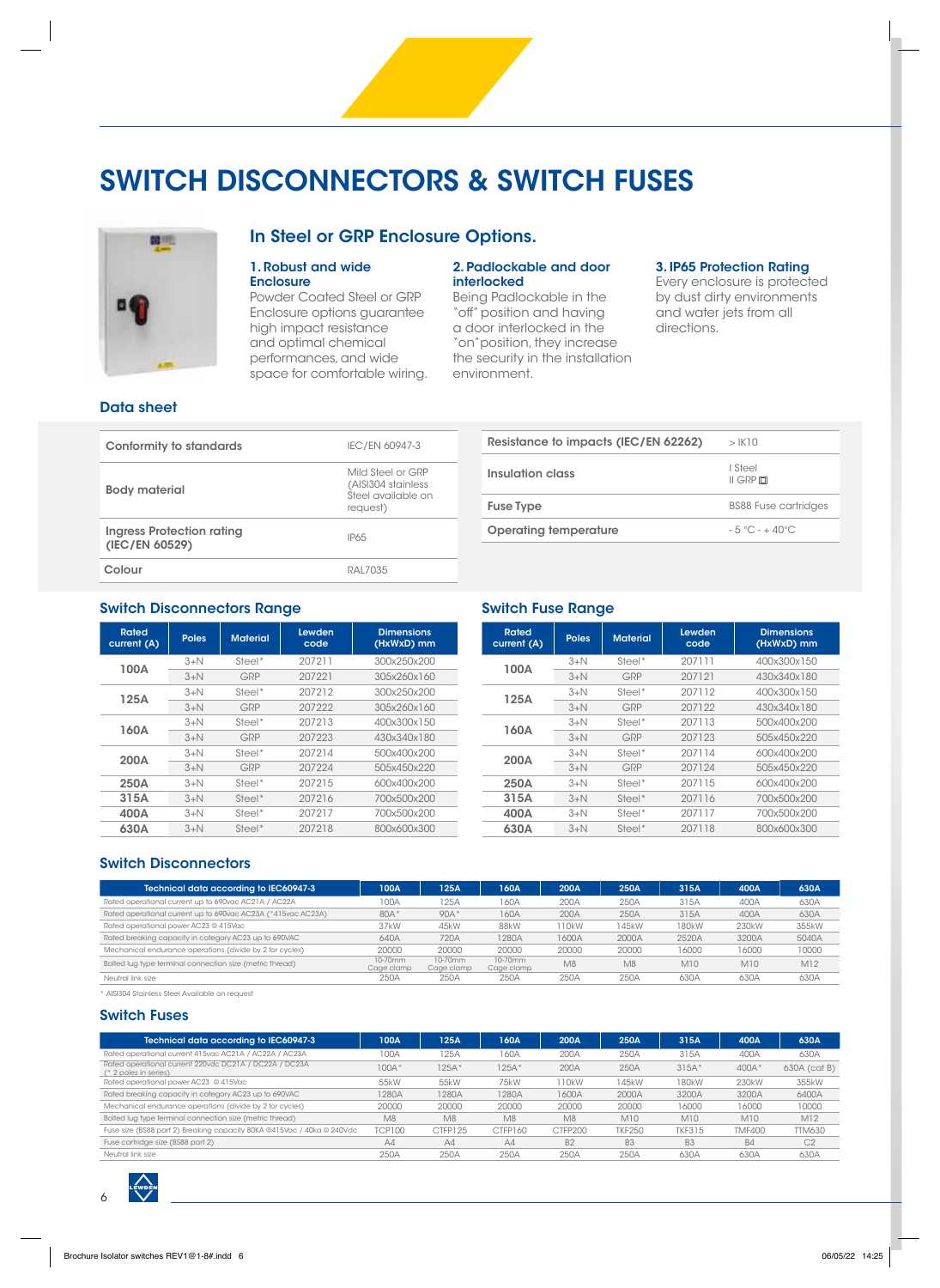# SWITCH DISCONNECTORS & SWITCH FUSES

## In Steel or GRP Enclosure Options.

**1. Robust and wide Enclosure**
Powder Coated Steel or GRP Enclosure options guarantee high impact resistance and optimal chemical performances, and wide space for comfortable wiring.

**2. Padlockable and door interlocked**
Being Padlockable in the "off" position and having a door interlocked in the "on" position, they increase the security in the installation environment.

**3. IP65 Protection Rating**
Every enclosure is protected by dust dirty environments and water jets from all directions.

## Data sheet

| | |
|---|---|
| Conformity to standards | IEC/EN 60947-3 |
| Body material | Mild Steel or GRP (AISI304 stainless Steel available on request) |
| Ingress Protection rating (IEC/EN 60529) | IP65 |
| Colour | RAL7035 |

| | |
|---|---|
| Resistance to impacts (IEC/EN 62262) | > IK10 |
| Insulation class | I Steel<br>II GRP ◻ |
| Fuse Type | BS88 Fuse cartridges |
| Operating temperature | - 5 °C - + 40°C |

## Switch Disconnectors Range

| Rated current (A) | Poles | Material | Lewden code | Dimensions (HxWxD) mm |
|---|---|---|---|---|
| 100A | 3+N | Steel* | 207211 | 300x250x200 |
| | 3+N | GRP | 207221 | 305x260x160 |
| 125A | 3+N | Steel* | 207212 | 300x250x200 |
| | 3+N | GRP | 207222 | 305x260x160 |
| 160A | 3+N | Steel* | 207213 | 400x300x150 |
| | 3+N | GRP | 207223 | 430x340x180 |
| 200A | 3+N | Steel* | 207214 | 500x400x200 |
| | 3+N | GRP | 207224 | 505x450x220 |
| 250A | 3+N | Steel* | 207215 | 600x400x200 |
| 315A | 3+N | Steel* | 207216 | 700x500x200 |
| 400A | 3+N | Steel* | 207217 | 700x500x200 |
| 630A | 3+N | Steel* | 207218 | 800x600x300 |

## Switch Fuse Range

| Rated current (A) | Poles | Material | Lewden code | Dimensions (HxWxD) mm |
|---|---|---|---|---|
| 100A | 3+N | Steel* | 207111 | 400x300x150 |
| | 3+N | GRP | 207121 | 430x340x180 |
| 125A | 3+N | Steel* | 207112 | 400x300x150 |
| | 3+N | GRP | 207122 | 430x340x180 |
| 160A | 3+N | Steel* | 207113 | 500x400x200 |
| | 3+N | GRP | 207123 | 505x450x220 |
| 200A | 3+N | Steel* | 207114 | 600x400x200 |
| | 3+N | GRP | 207124 | 505x450x220 |
| 250A | 3+N | Steel* | 207115 | 600x400x200 |
| 315A | 3+N | Steel* | 207116 | 700x500x200 |
| 400A | 3+N | Steel* | 207117 | 700x500x200 |
| 630A | 3+N | Steel* | 207118 | 800x600x300 |

## Switch Disconnectors

| Technical data according to IEC60947-3 | 100A | 125A | 160A | 200A | 250A | 315A | 400A | 630A |
|---|---|---|---|---|---|---|---|---|
| Rated operational current up to 690vac AC21A / AC22A | 100A | 125A | 160A | 200A | 250A | 315A | 400A | 630A |
| Rated operational current up to 690vac AC23A (*415vac AC23A) | 80A* | 90A* | 160A | 200A | 250A | 315A | 400A | 630A |
| Rated operational power AC23 @ 415Vac | 37kW | 45kW | 88kW | 110kW | 145kW | 180kW | 230kW | 355kW |
| Rated breaking capacity in category AC23 up to 690VAC | 640A | 720A | 1280A | 1600A | 2000A | 2520A | 3200A | 5040A |
| Mechanical endurance operations (divide by 2 for cycles) | 20000 | 20000 | 20000 | 20000 | 20000 | 16000 | 16000 | 10000 |
| Bolted lug type terminal connection size (metric thread) | 10-70mm Cage clamp | 10-70mm Cage clamp | 10-70mm Cage clamp | M8 | M8 | M10 | M10 | M12 |
| Neutral link size | 250A | 250A | 250A | 250A | 250A | 630A | 630A | 630A |

* AISI304 Stainless Steel Available on request

## Switch Fuses

| Technical data according to IEC60947-3 | 100A | 125A | 160A | 200A | 250A | 315A | 400A | 630A |
|---|---|---|---|---|---|---|---|---|
| Rated operational current 415vac AC21A / AC22A / AC23A | 100A | 125A | 160A | 200A | 250A | 315A | 400A | 630A |
| Rated operational current 220vdc DC21A / DC22A / DC23A (* 2 poles in series) | 100A* | 125A* | 125A* | 200A | 250A | 315A* | 400A* | 630A (cat B) |
| Rated operational power AC23 @ 415Vac | 55kW | 55kW | 75kW | 110kW | 145kW | 180kW | 230kW | 355kW |
| Rated breaking capacity in category AC23 up to 690VAC | 1280A | 1280A | 1280A | 1600A | 2000A | 3200A | 3200A | 6400A |
| Mechanical endurance operations (divide by 2 for cycles) | 20000 | 20000 | 20000 | 20000 | 20000 | 16000 | 16000 | 10000 |
| Bolted lug type terminal connection size (metric thread) | M8 | M8 | M8 | M8 | M10 | M10 | M10 | M12 |
| Fuse size (BS88 part 2) Breaking capacity 80KA @415Vac / 40ka @ 240Vdc | TCP100 | CTFP125 | CTFP160 | CTFP200 | TKF250 | TKF315 | TMF400 | TTM630 |
| Fuse cartridge size (BS88 part 2) | A4 | A4 | A4 | B2 | B3 | B3 | B4 | C2 |
| Neutral link size | 250A | 250A | 250A | 250A | 250A | 630A | 630A | 630A |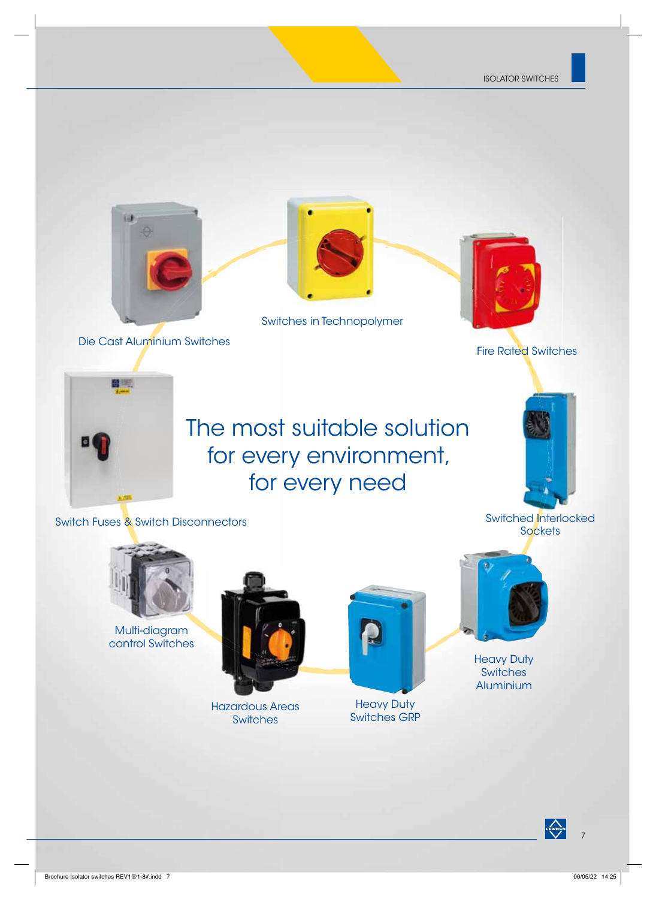# The most suitable solution for every environment, for every need

Switches in Technopolymer

Die Cast Aluminium Switches

Fire Rated Switches

Switch Fuses & Switch Disconnectors

Switched Interlocked Sockets

Multi-diagram control Switches

Hazardous Areas Switches

Heavy Duty Switches GRP

Heavy Duty Switches Aluminium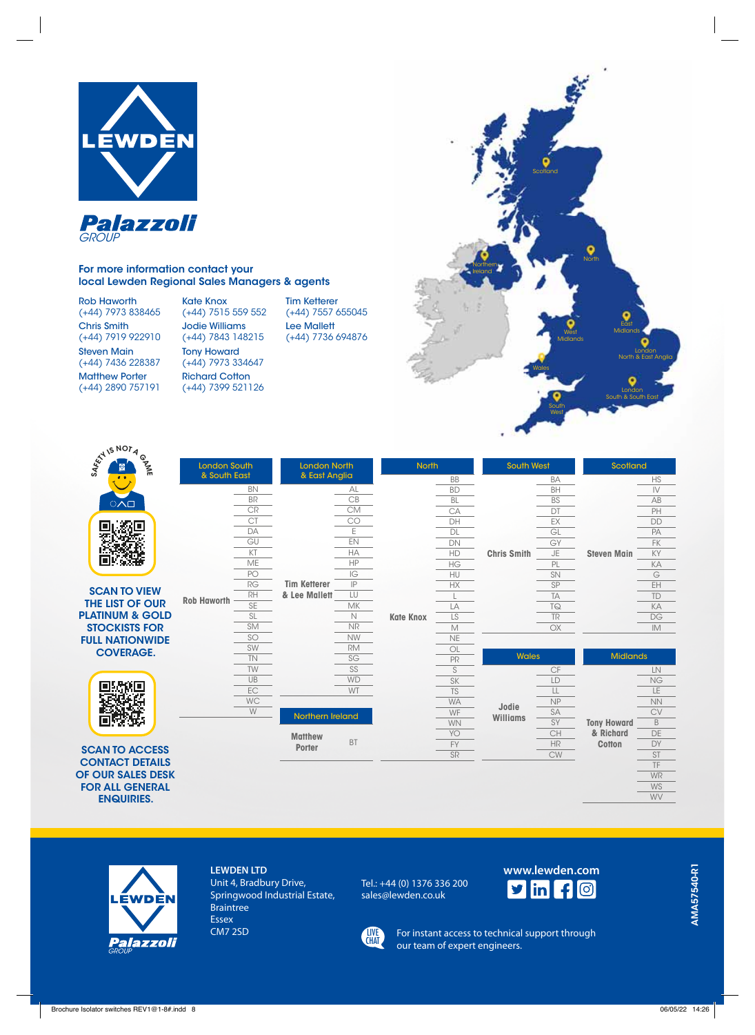LEWDEN

Palazzoli GROUP

## For more information contact your local Lewden Regional Sales Managers & agents

Rob Haworth
(+44) 7973 838465

Chris Smith
(+44) 7919 922910

Steven Main
(+44) 7436 228387

Matthew Porter
(+44) 2890 757191

Kate Knox
(+44) 7515 559 552

Jodie Williams
(+44) 7843 148215

Tony Howard
(+44) 7973 334647

Richard Cotton
(+44) 7399 521126

Tim Ketterer
(+44) 7557 655045

Lee Mallett
(+44) 7736 694876

Scotland
Northern Ireland
North
West Midlands
East Midlands
London North & East Anglia
Wales
London South & South East
South West

SAFETY IS NOT A GAME

**SCAN TO VIEW THE LIST OF OUR PLATINUM & GOLD STOCKISTS FOR FULL NATIONWIDE COVERAGE.**

**SCAN TO ACCESS CONTACT DETAILS OF OUR SALES DESK FOR ALL GENERAL ENQUIRIES.**

| Region | Manager | Postcodes |
|---|---|---|
| London South & South East | Rob Haworth | BN, BR, CR, CT, DA, GU, KT, ME, PO, RG, RH, SE, SL, SM, SO, SW, TN, TW, UB, EC, WC, W |
| London North & East Anglia | Tim Ketterer & Lee Mallett | AL, CB, CM, CO, E, EN, HA, HP, IG, IP, LU, MK, N, NR, NW, RM, SG, SS, WD, WT |
| Northern Ireland | Matthew Porter | BT |
| North | Kate Knox | BB, BD, BL, CA, DH, DL, DN, HD, HG, HU, HX, L, LA, LS, M, NE, OL, PR, S, SK, TS, WA, WF, WN, YO, FY, SR |
| South West | Chris Smith | BA, BH, BS, DT, EX, GL, GY, JE, PL, SN, SP, TA, TQ, TR, OX |
| Wales | Jodie Williams | CF, LD, LL, NP, SA, SY, CH, HR, CW |
| Scotland | Steven Main | HS, IV, AB, PH, DD, PA, FK, KY, KA, G, EH, TD, KA, DG, IM |
| Midlands | Tony Howard & Richard Cotton | LN, NG, LE, NN, CV, B, DE, DY, ST, TF, WR, WS, WV |

**LEWDEN LTD**
Unit 4, Bradbury Drive,
Springwood Industrial Estate,
Braintree
Essex
CM7 2SD

Tel.: +44 (0) 1376 336 200
sales@lewden.co.uk

**www.lewden.com**

LIVE CHAT — For instant access to technical support through our team of expert engineers.

AMA57540-R1